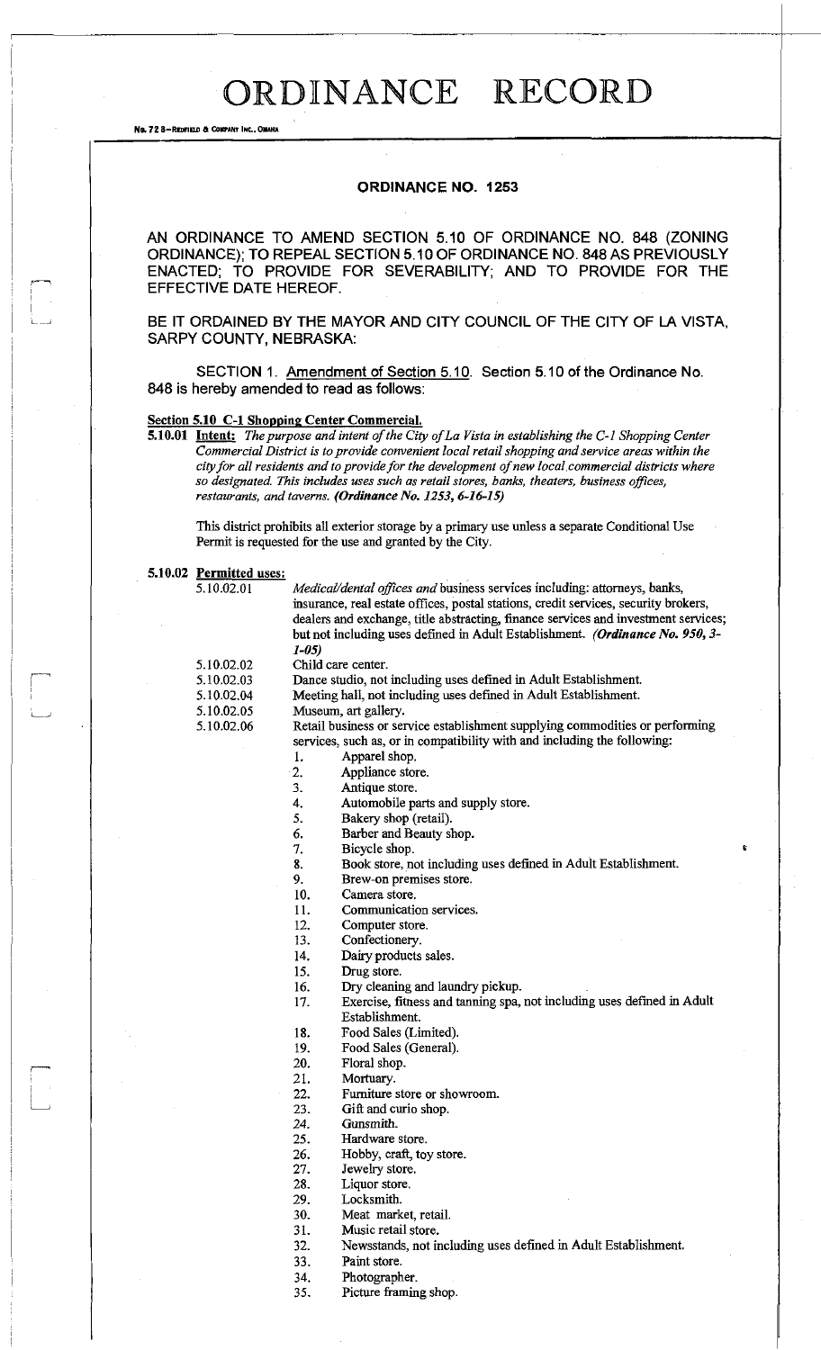# ORDINANCE RECORD

## ORDINANCE NO. 1253

AN ORDINANCE TO AMEND SECTION 5.10 OF ORDINANCE NO. 848 (ZONING ORDINANCE); TO REPEAL SECTION 5.10 OF ORDINANCE NO. 848 AS PREVIOUSLY ENACTED; TO PROVIDE FOR SEVERABILITY; AND TO PROVIDE FOR THE EFFECTIVE DATE HEREOF.

BE IT ORDAINED BY THE MAYOR AND CITY COUNCIL OF THE CITY OF LA VISTA, SARPY COUNTY, NEBRASKA:

SECTION 1. Amendment of Section 5.10. Section 5.10 of the Ordinance No. 848 is hereby amended to read as follows:

**Section 5.10 C-1 Shopping Center Commercial.**

**5.10.01 Intent:** *The purpose and intent of the City of La Vista in establishing the C-1 Shopping Center Commercial District is to provide convenient local retail shopping and service areas within the city for all residents and to provide for the development of new local commercial districts where so designated. This includes uses such as retail stores, banks, theaters, business offices, restaurants, and taverns.* ***(Ordinance No. 1253, 6-16-15)***

This district prohibits all exterior storage by a primary use unless a separate Conditional Use Permit is requested for the use and granted by the City.

**5.10.02 Permitted uses:**

5.10.02.01 *Medical/dental offices and* business services including: attorneys, banks, insurance, real estate offices, postal stations, credit services, security brokers, dealers and exchange, title abstracting, finance services and investment services; but not including uses defined in Adult Establishment. ***(Ordinance No. 950, 3-1-05)***

5.10.02.02 Child care center.

5.10.02.03 Dance studio, not including uses defined in Adult Establishment.

5.10.02.04 Meeting hall, not including uses defined in Adult Establishment.

5.10.02.05 Museum, art gallery.

5.10.02.06 Retail business or service establishment supplying commodities or performing services, such as, or in compatibility with and including the following:

1. Apparel shop.
2. Appliance store.
3. Antique store.
4. Automobile parts and supply store.
5. Bakery shop (retail).
6. Barber and Beauty shop.
7. Bicycle shop.
8. Book store, not including uses defined in Adult Establishment.
9. Brew-on premises store.
10. Camera store.
11. Communication services.
12. Computer store.
13. Confectionery.
14. Dairy products sales.
15. Drug store.
16. Dry cleaning and laundry pickup.
17. Exercise, fitness and tanning spa, not including uses defined in Adult Establishment.
18. Food Sales (Limited).
19. Food Sales (General).
20. Floral shop.
21. Mortuary.
22. Furniture store or showroom.
23. Gift and curio shop.
24. Gunsmith.
25. Hardware store.
26. Hobby, craft, toy store.
27. Jewelry store.
28. Liquor store.
29. Locksmith.
30. Meat market, retail.
31. Music retail store.
32. Newsstands, not including uses defined in Adult Establishment.
33. Paint store.
34. Photographer.
35. Picture framing shop.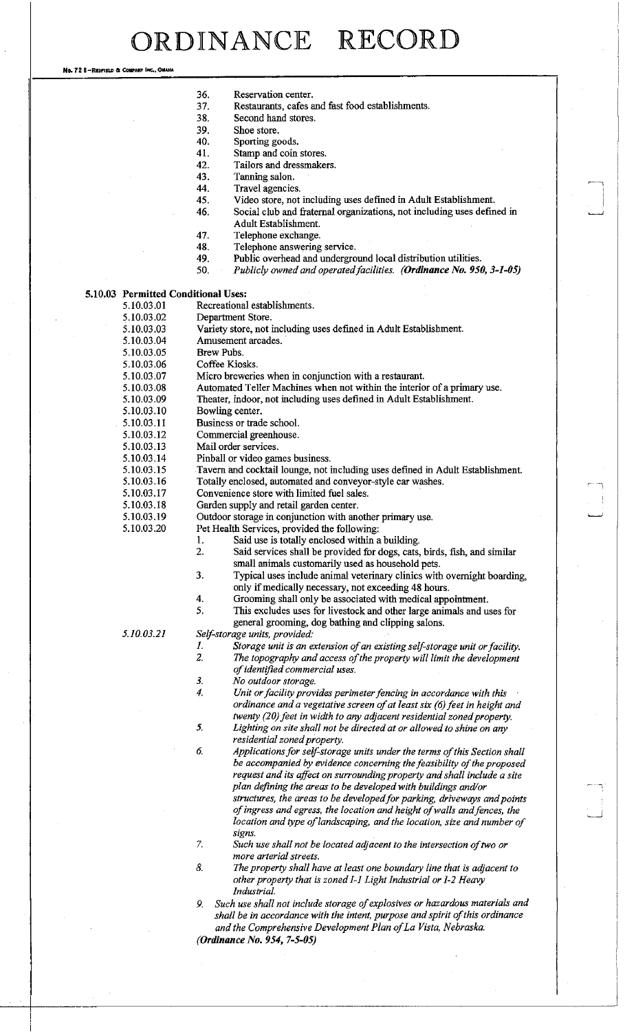36. Reservation center.
37. Restaurants, cafes and fast food establishments.
38. Second hand stores.
39. Shoe store.
40. Sporting goods.
41. Stamp and coin stores.
42. Tailors and dressmakers.
43. Tanning salon.
44. Travel agencies.
45. Video store, not including uses defined in Adult Establishment.
46. Social club and fraternal organizations, not including uses defined in Adult Establishment.
47. Telephone exchange.
48. Telephone answering service.
49. Public overhead and underground local distribution utilities.
50. *Publicly owned and operated facilities.* ***(Ordinance No. 950, 3-1-05)***

**5.10.03 Permitted Conditional Uses:**

5.10.03.01 Recreational establishments.

5.10.03.02 Department Store.

5.10.03.03 Variety store, not including uses defined in Adult Establishment.

5.10.03.04 Amusement arcades.

5.10.03.05 Brew Pubs.

5.10.03.06 Coffee Kiosks.

5.10.03.07 Micro breweries when in conjunction with a restaurant.

5.10.03.08 Automated Teller Machines when not within the interior of a primary use.

5.10.03.09 Theater, indoor, not including uses defined in Adult Establishment.

5.10.03.10 Bowling center.

5.10.03.11 Business or trade school.

5.10.03.12 Commercial greenhouse.

5.10.03.13 Mail order services.

5.10.03.14 Pinball or video games business.

5.10.03.15 Tavern and cocktail lounge, not including uses defined in Adult Establishment.

5.10.03.16 Totally enclosed, automated and conveyor-style car washes.

5.10.03.17 Convenience store with limited fuel sales.

5.10.03.18 Garden supply and retail garden center.

5.10.03.19 Outdoor storage in conjunction with another primary use.

5.10.03.20 Pet Health Services, provided the following:

1. Said use is totally enclosed within a building.
2. Said services shall be provided for dogs, cats, birds, fish, and similar small animals customarily used as household pets.
3. Typical uses include animal veterinary clinics with overnight boarding, only if medically necessary, not exceeding 48 hours.
4. Grooming shall only be associated with medical appointment.
5. This excludes uses for livestock and other large animals and uses for general grooming, dog bathing and clipping salons.

*5.10.03.21* *Self-storage units, provided:*

1. *Storage unit is an extension of an existing self-storage unit or facility.*
2. *The topography and access of the property will limit the development of identified commercial uses.*
3. *No outdoor storage.*
4. *Unit or facility provides perimeter fencing in accordance with this ordinance and a vegetative screen of at least six (6) feet in height and twenty (20) feet in width to any adjacent residential zoned property.*
5. *Lighting on site shall not be directed at or allowed to shine on any residential zoned property.*
6. *Applications for self-storage units under the terms of this Section shall be accompanied by evidence concerning the feasibility of the proposed request and its affect on surrounding property and shall include a site plan defining the areas to be developed with buildings and/or structures, the areas to be developed for parking, driveways and points of ingress and egress, the location and height of walls and fences, the location and type of landscaping, and the location, size and number of signs.*
7. *Such use shall not be located adjacent to the intersection of two or more arterial streets.*
8. *The property shall have at least one boundary line that is adjacent to other property that is zoned I-1 Light Industrial or I-2 Heavy Industrial.*
9. *Such use shall not include storage of explosives or hazardous materials and shall be in accordance with the intent, purpose and spirit of this ordinance and the Comprehensive Development Plan of La Vista, Nebraska.*

***(Ordinance No. 954, 7-5-05)***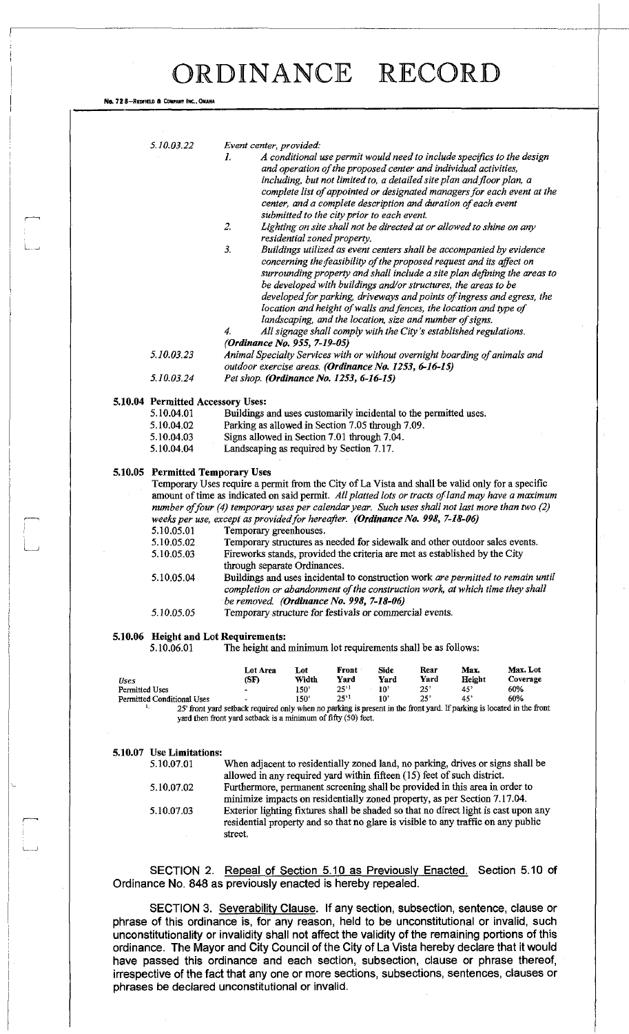# ORDINANCE RECORD

5.10.03.22 *Event center, provided:*

1. *A conditional use permit would need to include specifics to the design and operation of the proposed center and individual activities, including, but not limited to, a detailed site plan and floor plan, a complete list of appointed or designated managers for each event at the center, and a complete description and duration of each event submitted to the city prior to each event.*
2. *Lighting on site shall not be directed at or allowed to shine on any residential zoned property.*
3. *Buildings utilized as event centers shall be accompanied by evidence concerning the feasibility of the proposed request and its affect on surrounding property and shall include a site plan defining the areas to be developed with buildings and/or structures, the areas to be developed for parking, driveways and points of ingress and egress, the location and height of walls and fences, the location and type of landscaping, and the location, size and number of signs.*
4. *All signage shall comply with the City's established regulations.*

***(Ordinance No. 955, 7-19-05)***

5.10.03.23 *Animal Specialty Services with or without overnight boarding of animals and outdoor exercise areas. **(Ordinance No. 1253, 6-16-15)***

5.10.03.24 *Pet shop. **(Ordinance No. 1253, 6-16-15)***

**5.10.04 Permitted Accessory Uses:**

5.10.04.01 Buildings and uses customarily incidental to the permitted uses.

5.10.04.02 Parking as allowed in Section 7.05 through 7.09.

5.10.04.03 Signs allowed in Section 7.01 through 7.04.

5.10.04.04 Landscaping as required by Section 7.17.

**5.10.05 Permitted Temporary Uses**

Temporary Uses require a permit from the City of La Vista and shall be valid only for a specific amount of time as indicated on said permit. *All platted lots or tracts of land may have a maximum number of four (4) temporary uses per calendar year. Such uses shall not last more than two (2) weeks per use, except as provided for hereafter.* ***(Ordinance No. 998, 7-18-06)***

5.10.05.01 Temporary greenhouses.

5.10.05.02 Temporary structures as needed for sidewalk and other outdoor sales events.

5.10.05.03 Fireworks stands, provided the criteria are met as established by the City through separate Ordinances.

5.10.05.04 Buildings and uses incidental to construction work *are permitted to remain until completion or abandonment of the construction work, at which time they shall be removed.* ***(Ordinance No. 998, 7-18-06)***

5.10.05.05 Temporary structure for festivals or commercial events.

**5.10.06 Height and Lot Requirements:**

5.10.06.01 The height and minimum lot requirements shall be as follows:

| *Uses* | Lot Area (SF) | Lot Width | Front Yard | Side Yard | Rear Yard | Max. Height | Max. Lot Coverage |
|---|---|---|---|---|---|---|---|
| Permitted Uses | - | 150' | 25'[1] | 10' | 25' | 45' | 60% |
| Permitted Conditional Uses | - | 150' | 25'[1] | 10' | 25' | 45' | 60% |

[1] 25' front yard setback required only when no parking is present in the front yard. If parking is located in the front yard then front yard setback is a minimum of fifty (50) feet.

**5.10.07 Use Limitations:**

5.10.07.01 When adjacent to residentially zoned land, no parking, drives or signs shall be allowed in any required yard within fifteen (15) feet of such district.

5.10.07.02 Furthermore, permanent screening shall be provided in this area in order to minimize impacts on residentially zoned property, as per Section 7.17.04.

5.10.07.03 Exterior lighting fixtures shall be shaded so that no direct light is cast upon any residential property and so that no glare is visible to any traffic on any public street.

SECTION 2. Repeal of Section 5.10 as Previously Enacted. Section 5.10 of Ordinance No. 848 as previously enacted is hereby repealed.

SECTION 3. Severability Clause. If any section, subsection, sentence, clause or phrase of this ordinance is, for any reason, held to be unconstitutional or invalid, such unconstitutionality or invalidity shall not affect the validity of the remaining portions of this ordinance. The Mayor and City Council of the City of La Vista hereby declare that it would have passed this ordinance and each section, subsection, clause or phrase thereof, irrespective of the fact that any one or more sections, subsections, sentences, clauses or phrases be declared unconstitutional or invalid.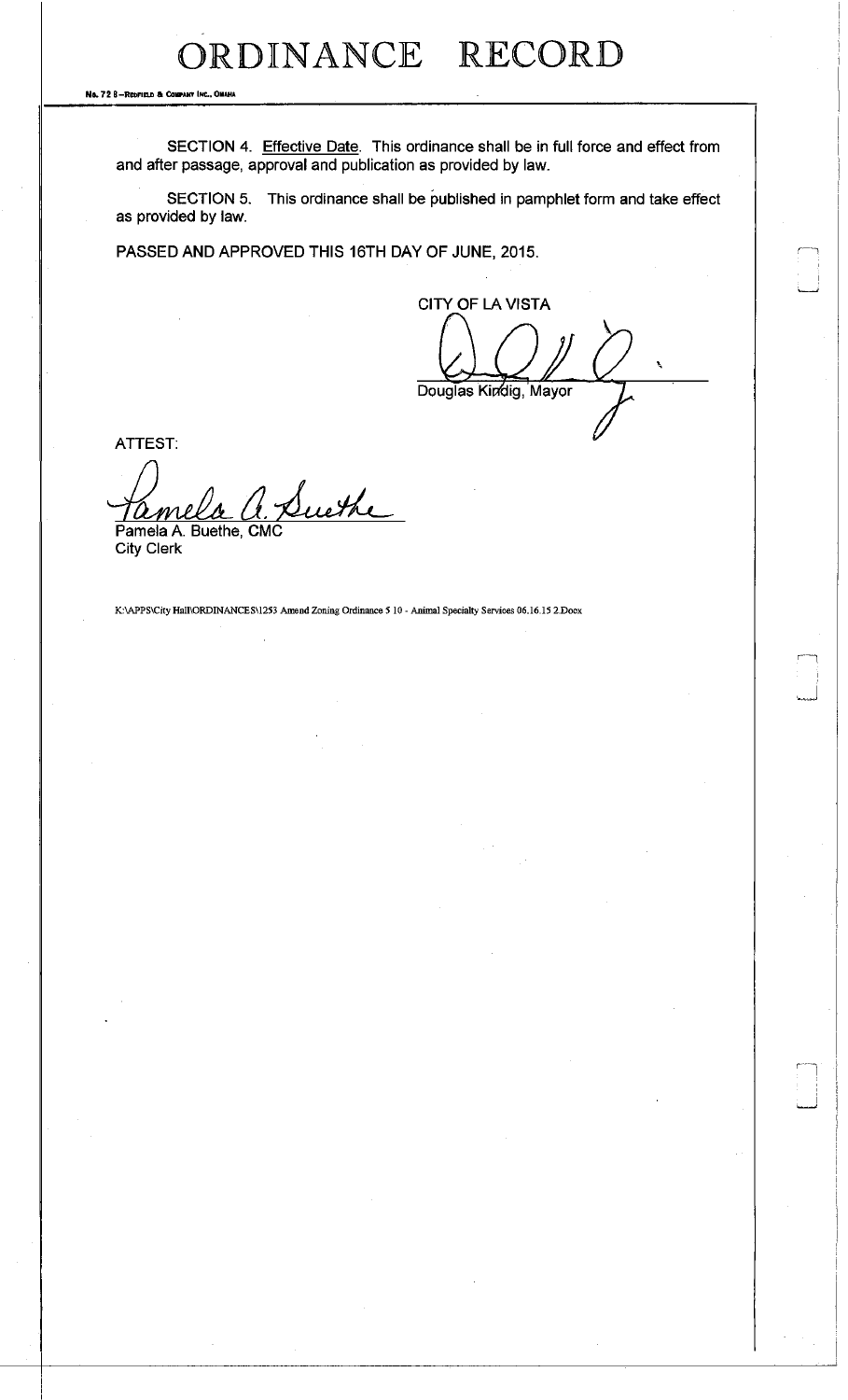# ORDINANCE RECORD

No. 72 8—Redfield & Company Inc., Omaha

SECTION 4. Effective Date. This ordinance shall be in full force and effect from and after passage, approval and publication as provided by law.

SECTION 5. This ordinance shall be published in pamphlet form and take effect as provided by law.

PASSED AND APPROVED THIS 16TH DAY OF JUNE, 2015.

CITY OF LA VISTA

Douglas Kindig, Mayor

ATTEST:

Pamela A. Buethe, CMC
City Clerk

K:\APPS\City Hall\ORDINANCES\1253 Amend Zoning Ordinance 5 10 - Animal Specialty Services 06.16.15 2.Docx